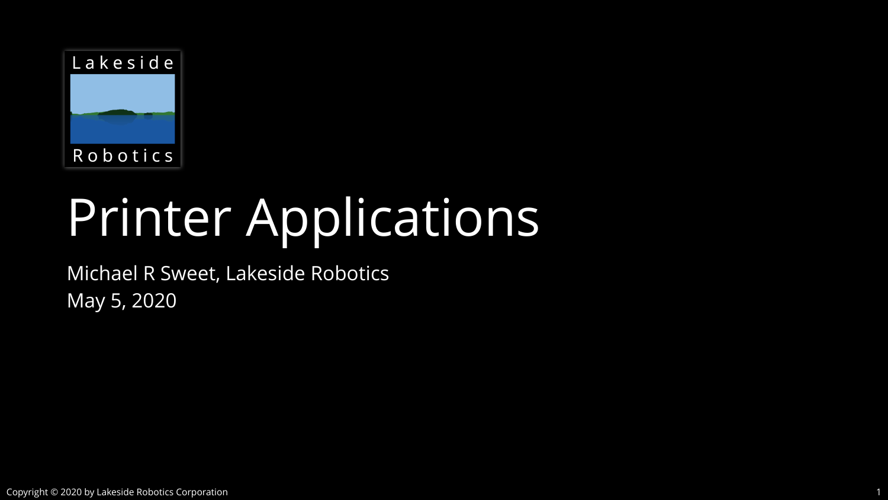Lakeside Robotics

# Printer Applications

Michael R Sweet, Lakeside Robotics
May 5, 2020

Copyright © 2020 by Lakeside Robotics Corporation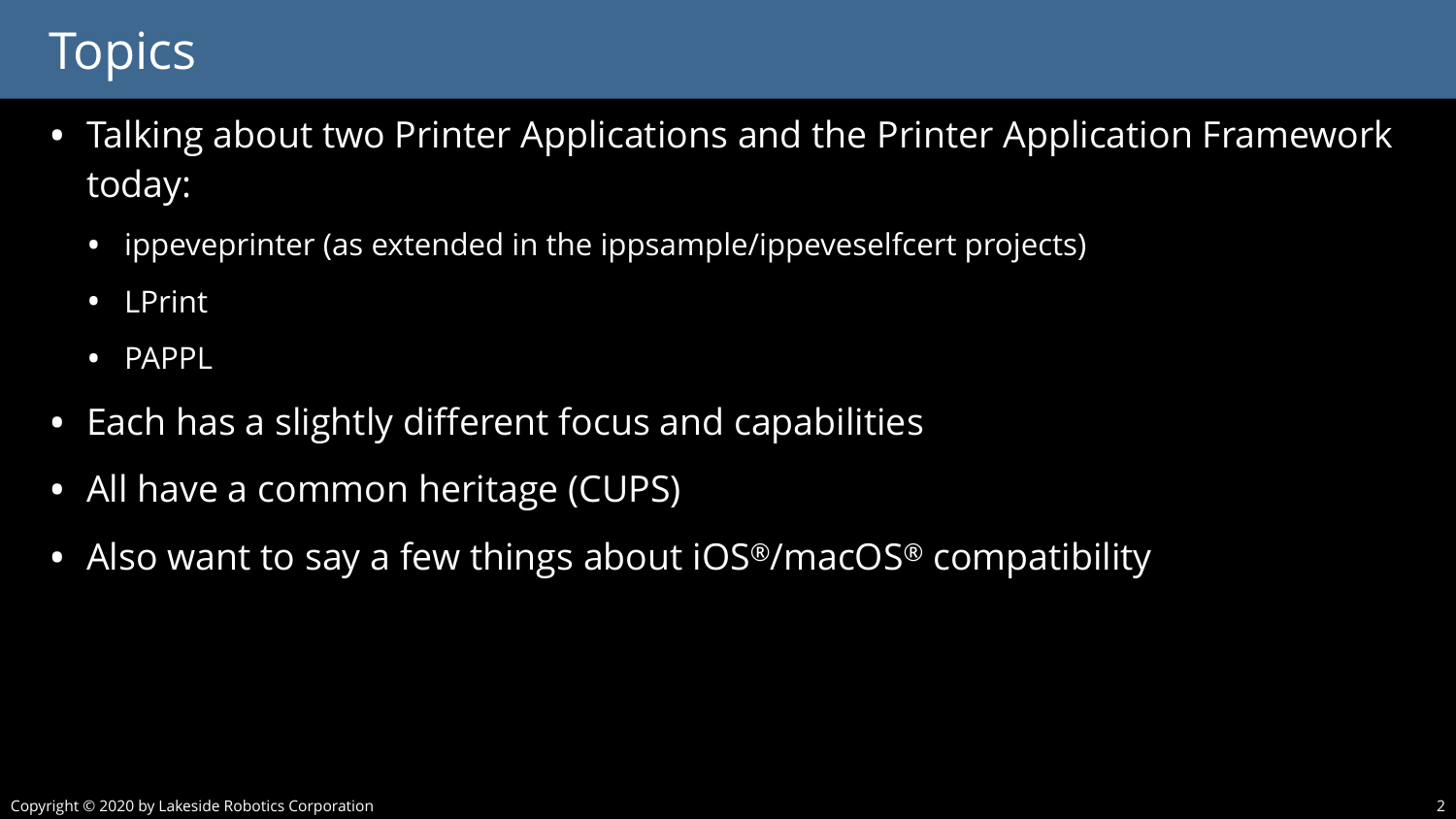# Topics

- Talking about two Printer Applications and the Printer Application Framework today:
  - ippeveprinter (as extended in the ippsample/ippeveselfcert projects)
  - LPrint
  - PAPPL
- Each has a slightly different focus and capabilities
- All have a common heritage (CUPS)
- Also want to say a few things about iOS®/macOS® compatibility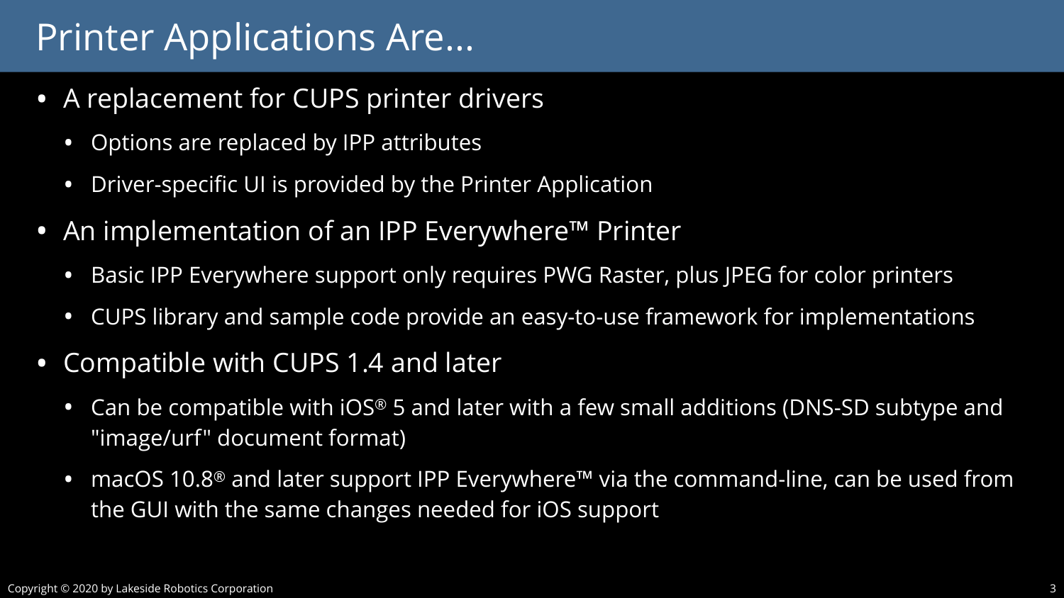# Printer Applications Are…

- A replacement for CUPS printer drivers
  - Options are replaced by IPP attributes
  - Driver-specific UI is provided by the Printer Application
- An implementation of an IPP Everywhere™ Printer
  - Basic IPP Everywhere support only requires PWG Raster, plus JPEG for color printers
  - CUPS library and sample code provide an easy-to-use framework for implementations
- Compatible with CUPS 1.4 and later
  - Can be compatible with iOS® 5 and later with a few small additions (DNS-SD subtype and "image/urf" document format)
  - macOS 10.8® and later support IPP Everywhere™ via the command-line, can be used from the GUI with the same changes needed for iOS support

Copyright © 2020 by Lakeside Robotics Corporation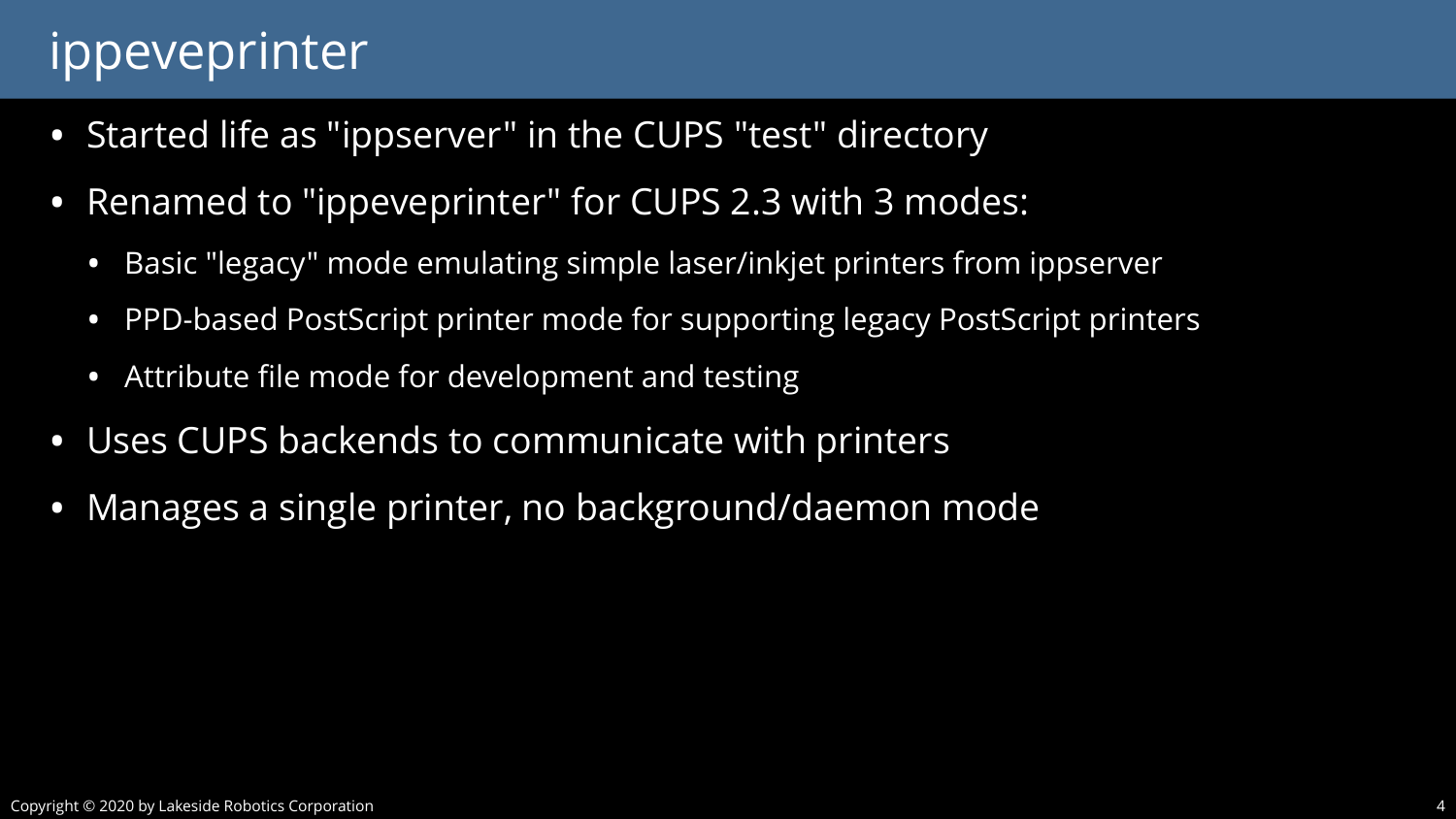# ippeveprinter

- Started life as "ippserver" in the CUPS "test" directory
- Renamed to "ippeveprinter" for CUPS 2.3 with 3 modes:
  - Basic "legacy" mode emulating simple laser/inkjet printers from ippserver
  - PPD-based PostScript printer mode for supporting legacy PostScript printers
  - Attribute file mode for development and testing
- Uses CUPS backends to communicate with printers
- Manages a single printer, no background/daemon mode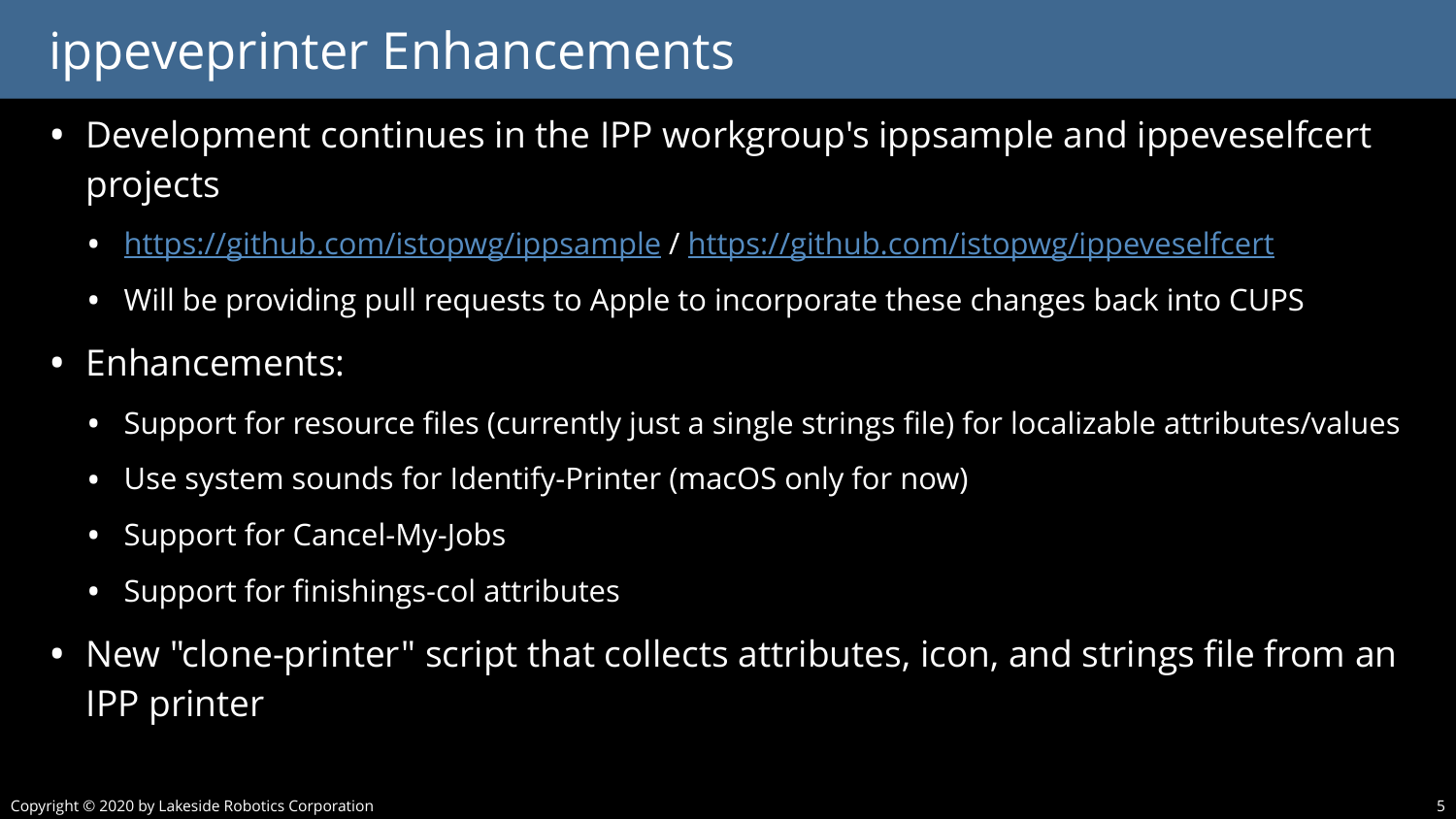# ippeveprinter Enhancements

- Development continues in the IPP workgroup's ippsample and ippeveselfcert projects
  - [https://github.com/istopwg/ippsample](https://github.com/istopwg/ippsample) / [https://github.com/istopwg/ippeveselfcert](https://github.com/istopwg/ippeveselfcert)
  - Will be providing pull requests to Apple to incorporate these changes back into CUPS
- Enhancements:
  - Support for resource files (currently just a single strings file) for localizable attributes/values
  - Use system sounds for Identify-Printer (macOS only for now)
  - Support for Cancel-My-Jobs
  - Support for finishings-col attributes
- New "clone-printer" script that collects attributes, icon, and strings file from an IPP printer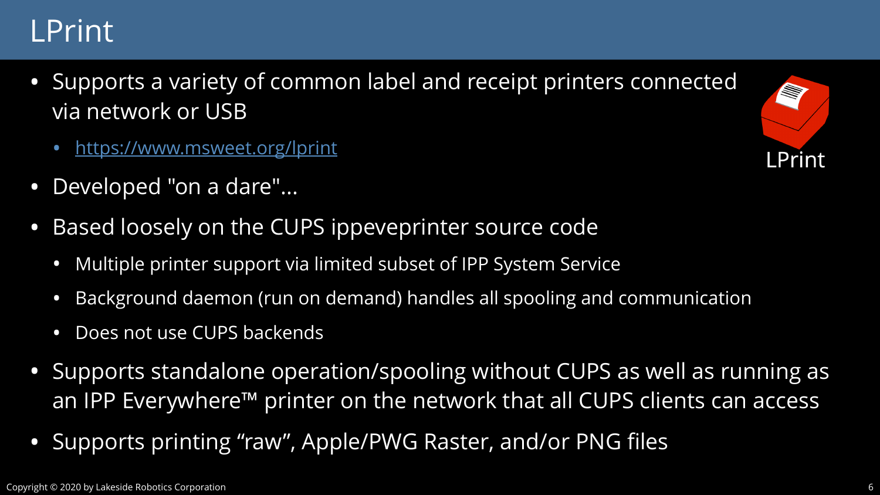# LPrint

- Supports a variety of common label and receipt printers connected via network or USB
  - https://www.msweet.org/lprint
- Developed "on a dare"...
- Based loosely on the CUPS ippeveprinter source code
  - Multiple printer support via limited subset of IPP System Service
  - Background daemon (run on demand) handles all spooling and communication
  - Does not use CUPS backends
- Supports standalone operation/spooling without CUPS as well as running as an IPP Everywhere™ printer on the network that all CUPS clients can access
- Supports printing “raw”, Apple/PWG Raster, and/or PNG files

Copyright © 2020 by Lakeside Robotics Corporation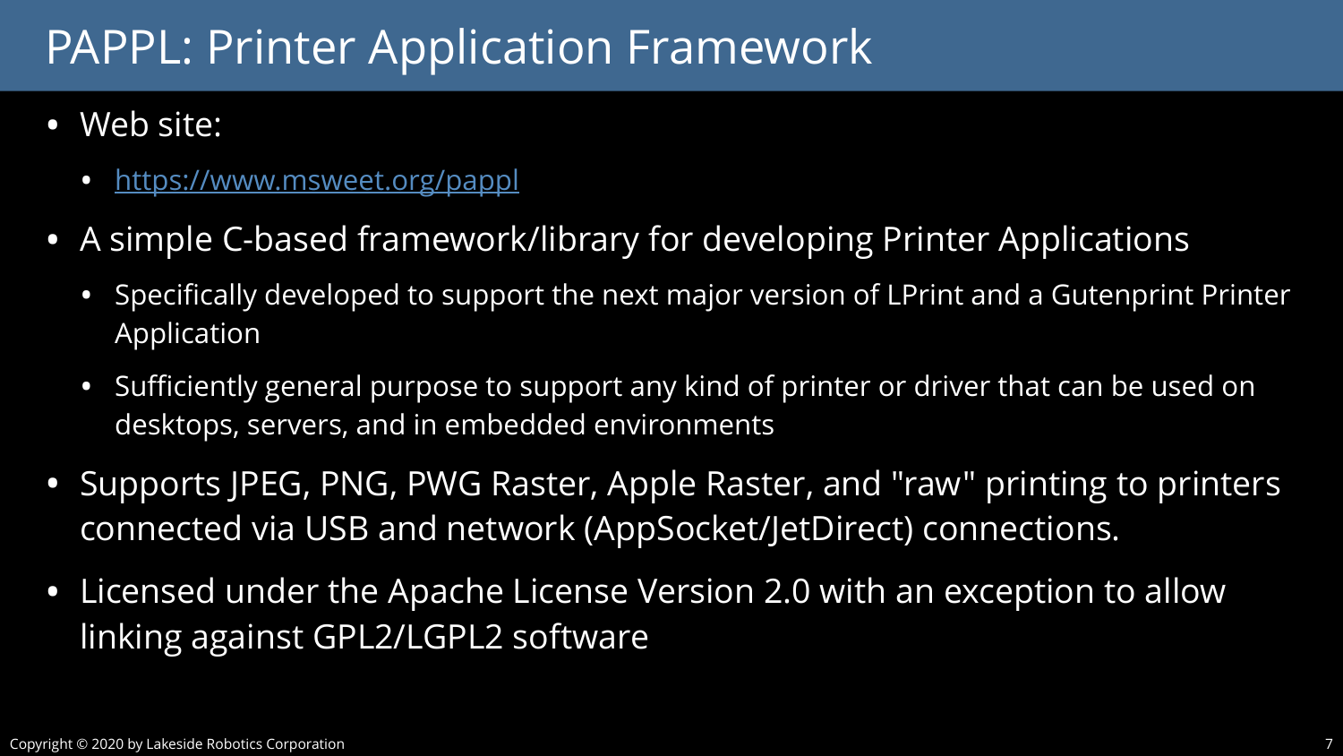# PAPPL: Printer Application Framework

- Web site:
  - [https://www.msweet.org/pappl](https://www.msweet.org/pappl)
- A simple C-based framework/library for developing Printer Applications
  - Specifically developed to support the next major version of LPrint and a Gutenprint Printer Application
  - Sufficiently general purpose to support any kind of printer or driver that can be used on desktops, servers, and in embedded environments
- Supports JPEG, PNG, PWG Raster, Apple Raster, and "raw" printing to printers connected via USB and network (AppSocket/JetDirect) connections.
- Licensed under the Apache License Version 2.0 with an exception to allow linking against GPL2/LGPL2 software

Copyright © 2020 by Lakeside Robotics Corporation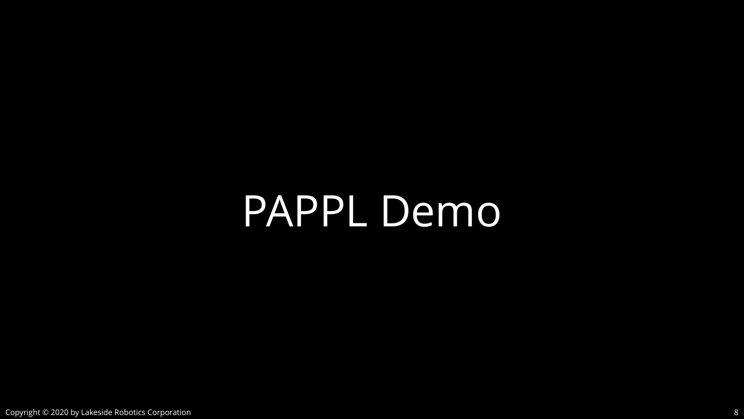# PAPPL Demo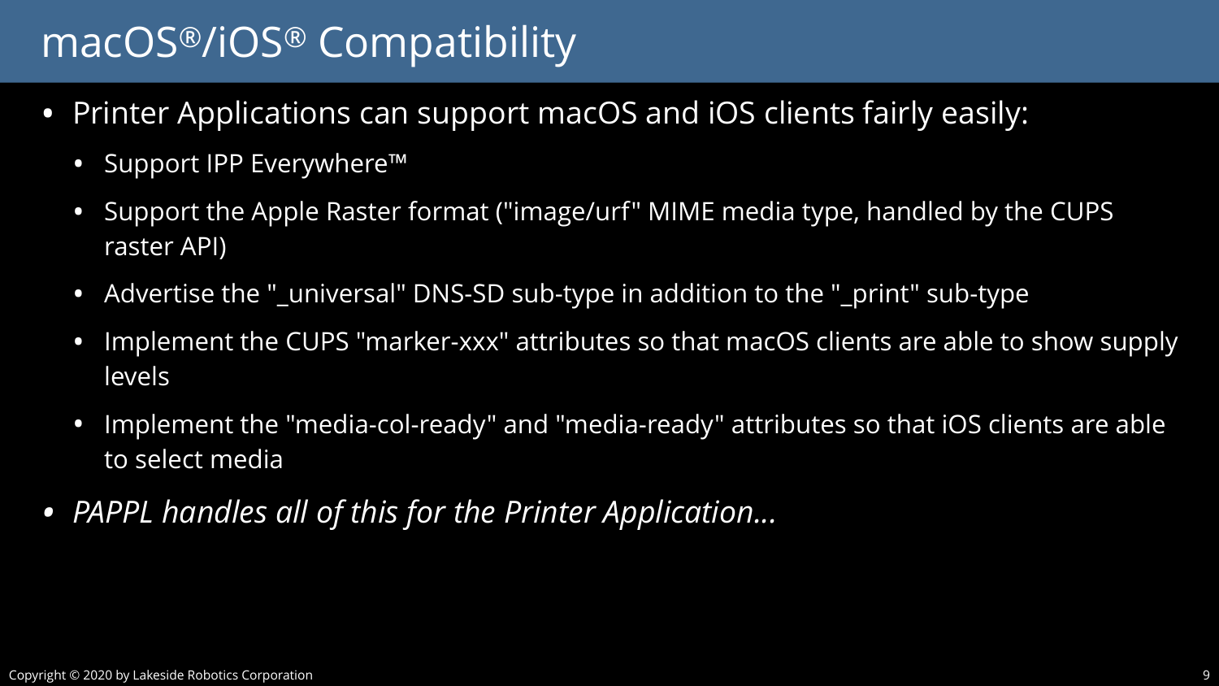# macOS®/iOS® Compatibility

- Printer Applications can support macOS and iOS clients fairly easily:
  - Support IPP Everywhere™
  - Support the Apple Raster format ("image/urf" MIME media type, handled by the CUPS raster API)
  - Advertise the "_universal" DNS-SD sub-type in addition to the "_print" sub-type
  - Implement the CUPS "marker-xxx" attributes so that macOS clients are able to show supply levels
  - Implement the "media-col-ready" and "media-ready" attributes so that iOS clients are able to select media
- *PAPPL handles all of this for the Printer Application…*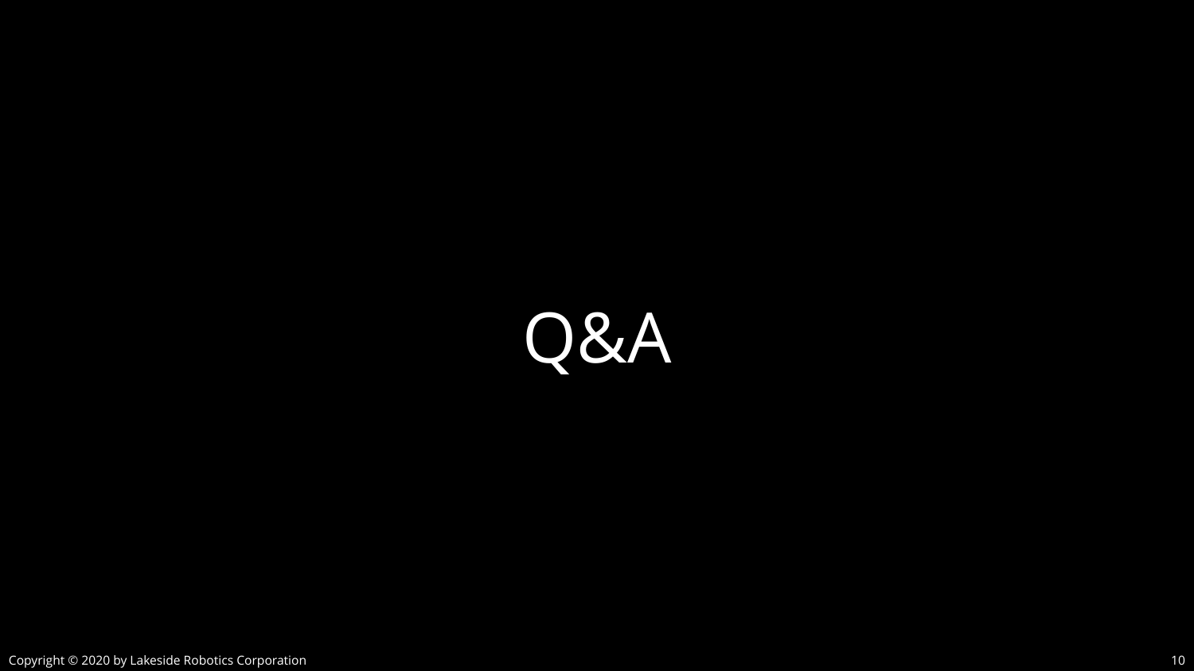# Q&A

Copyright © 2020 by Lakeside Robotics Corporation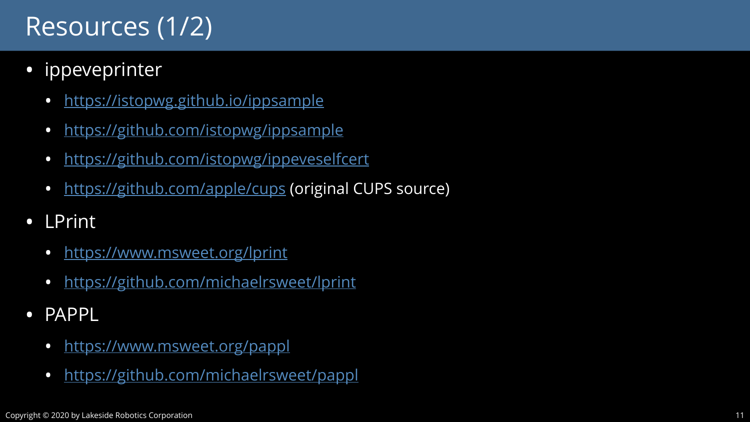# Resources (1/2)

- ippeveprinter
  - https://istopwg.github.io/ippsample
  - https://github.com/istopwg/ippsample
  - https://github.com/istopwg/ippeveselfcert
  - https://github.com/apple/cups (original CUPS source)
- LPrint
  - https://www.msweet.org/lprint
  - https://github.com/michaelrsweet/lprint
- PAPPL
  - https://www.msweet.org/pappl
  - https://github.com/michaelrsweet/pappl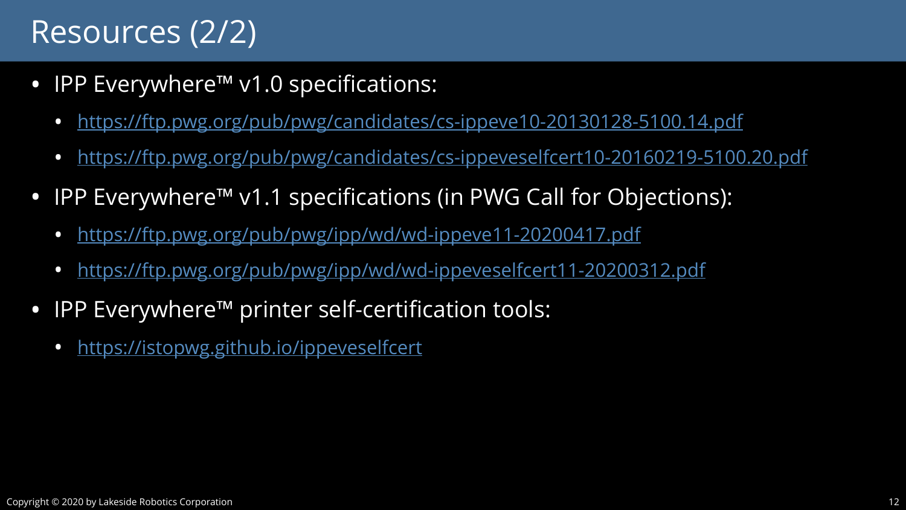# Resources (2/2)

- IPP Everywhere™ v1.0 specifications:
  - https://ftp.pwg.org/pub/pwg/candidates/cs-ippeve10-20130128-5100.14.pdf
  - https://ftp.pwg.org/pub/pwg/candidates/cs-ippeveselfcert10-20160219-5100.20.pdf
- IPP Everywhere™ v1.1 specifications (in PWG Call for Objections):
  - https://ftp.pwg.org/pub/pwg/ipp/wd/wd-ippeve11-20200417.pdf
  - https://ftp.pwg.org/pub/pwg/ipp/wd/wd-ippeveselfcert11-20200312.pdf
- IPP Everywhere™ printer self-certification tools:
  - https://istopwg.github.io/ippeveselfcert

Copyright © 2020 by Lakeside Robotics Corporation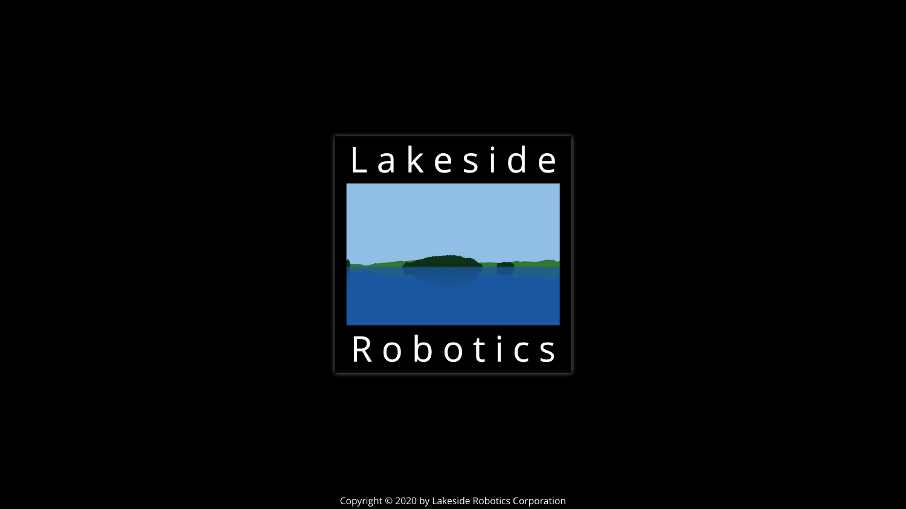Lakeside

Robotics

Copyright © 2020 by Lakeside Robotics Corporation